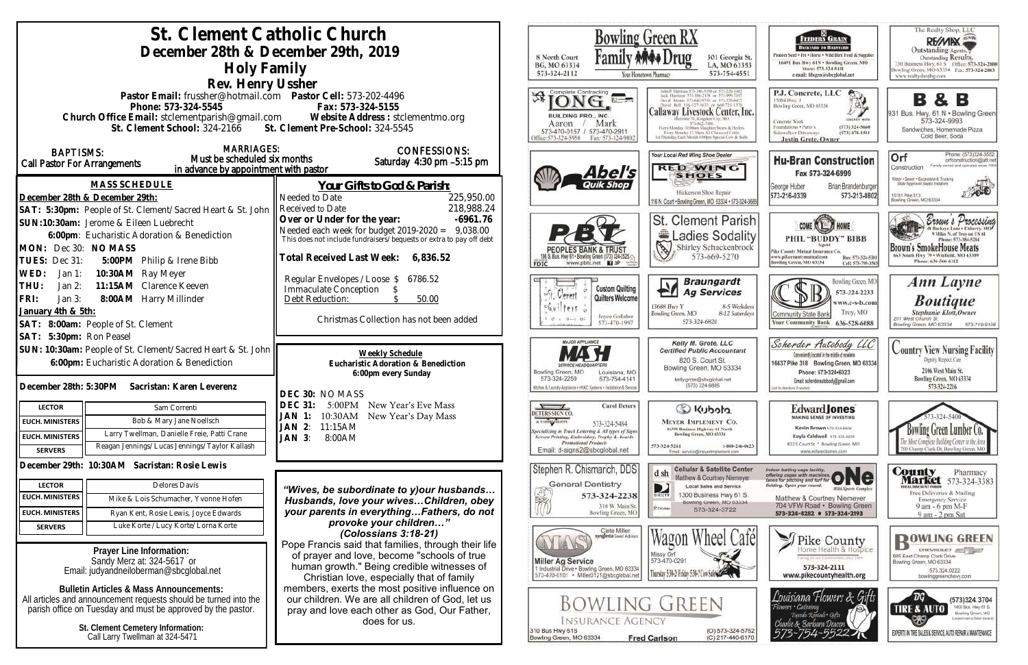# St. Clement Catholic Church

## December 28th & December 29th, 2019

## Holy Family

### Rev. Henry Ussher

**Pastor Email:** frussher@hotmail.com **Pastor Cell:** 573-202-4496

**Phone:** 573-324-5545 **Fax:** 573-324-5155

**Church Office Email:** stclementparish@gmail.com **Website Address:** stclementmo.org

**St. Clement School:** 324-2166 **St. Clement Pre-School:** 324-5545

**BAPTISMS:** Call Pastor For Arrangements

**MARRIAGES:** Must be scheduled six months in advance by appointment with pastor

**CONFESSIONS:** Saturday 4:30 pm –5:15 pm

### MASS SCHEDULE

**December 28th & December 29th:**

**SAT: 5:30pm:** People of St. Clement/Sacred Heart & St. John

**SUN: 10:30am:** Jerome & Eileen Luebrecht

**6:00pm**: Eucharistic Adoration & Benediction

**MON:** Dec 30: **NO MASS**

**TUES:** Dec 31: **5:00PM** Philip & Irene Bibb

**WED:** Jan 1: **10:30AM** Ray Meyer

**THU:** Jan 2: **11:15AM** Clarence Keeven

**FRI:** Jan 3: **8:00AM** Harry Millinder

**January 4th & 5th:**

**SAT: 8:00am:** People of St. Clement

**SAT: 5:30pm:** Ron Peasel

**SUN: 10:30am:** People of St. Clement/Sacred Heart & St. John

**6:00pm:** Eucharistic Adoration & Benediction

**December 28th: 5:30PM Sacristan: Karen Leverenz**

| | |
|---|---|
| LECTOR | Sam Correnti |
| EUCH. MINISTERS | Bob & Mary Jane Noellsch |
| EUCH. MINISTERS | Larry Twellman, Danielle Freie, Patti Crane |
| SERVERS | Reagan Jennings/Lucas Jennings/Taylor Kallash |

**December 29th: 10:30AM Sacristan: Rosie Lewis**

| | |
|---|---|
| LECTOR | Delores Davis |
| EUCH. MINISTERS | Mike & Lois Schumacher, Yvonne Hofen |
| EUCH. MINISTERS | Ryan Kent, Rosie Lewis, Joyce Edwards |
| SERVERS | Luke Korte/Lucy Korte/Lorna Korte |

**Prayer Line Information:**
Sandy Merz at: 324-5617 or
Email: judyandneiloberman@sbcglobal.net

**Bulletin Articles & Mass Announcements:**
All articles and announcement requests should be turned into the parish office on Tuesday and must be approved by the pastor.

**St. Clement Cemetery Information:**
Call Larry Twellman at 324-5471

### Your Gifts to God & Parish:

| | |
|---|---|
| Needed to Date | 225,950.00 |
| Received to Date | 218,988.24 |
| **Over or Under for the year:** | **-6961.76** |
| **Needed each week for budget 2019-2020 =** | **9,038.00** |

This does not include fundraisers/bequests or extra to pay off debt

**Total Received Last Week: 6,836.52**

| | |
|---|---|
| Regular Envelopes/Loose | $ 6786.52 |
| Immaculate Conception | $ |
| Debt Reduction: | $ 50.00 |

Christmas Collection has not been added

### Weekly Schedule

**Eucharistic Adoration & Benediction**
**6:00pm every Sunday**

**DEC 30:** NO MASS
**DEC 31:** 5:00PM New Year's Eve Mass
**JAN 1:** 10:30AM New Year's Day Mass
**JAN 2:** 11:15AM
**JAN 3:** 8:00AM

***"Wives, be subordinate to y)our husbands… Husbands, love your wives…Children, obey your parents in everything…Fathers, do not provoke your children…" (Colossians 3:18-21)***

Pope Francis said that families, through their life of prayer and love, become "schools of true human growth." Being credible witnesses of Christian love, especially that of family members, exerts the most positive influence on our children. We are all children of God, let us pray and love each other as God, Our Father, does for us.

---

Bowling Green RX — Family Drug — Your Hometown Pharmacy — 8 North Court, BG, MO 63334, 573-324-2112 — 301 Georgia St., LA, MO 63353, 573-754-4551

Feeders Grain — Pioneer Seed • Pet • Horse • Wild Bird Feed & Supplies — 16491 Bus Hwy 61N • Bowling Green, MO — Store: 573-324-5411 — e-mail: fdsgrn@sbcglobal.net

The Realty Shop, LLC — RE/MAX — Outstanding Agents. Outstanding Results. — 730 Business Hwy 61 S, Bowling Green, MO 63334 — Office: 573-324-2800 — Fax: 573-324-2863 — www.realtyshopbg.com

Complete Contracting — TONG — Building Pro., Inc. — Aaron / Mark — 573-470-0157 / 573-470-2911 — Office: 573-324-5958 — Fax: 573-324-9802

Callaway Livestock Center, Inc.

P.J. Concrete, LLC — 15084 Hwy. J, Bowling Green, MO 63334 — Concrete Work, Foundations • Patio's, Sidewalks • Driveways — (573) 324-5660 — (573) 470-1511 — Justin Grote, Owner

B & B — 931 Bus. Hwy. 61 N • Bowling Green — 573-324-9993 — Sandwiches, Homemade Pizza, Cold Beer, Soda

Abel's Quik Shop

Your Local Red Wing Shoe Dealer — Red Wing Shoes — Hickerson Shoe Repair — 116 N. Court • Bowling Green, MO 63334 • 573-324-3688

Hu-Bran Construction — Fax 573-324-6999 — George Huber 573-216-0339 — Brian Brandenburger 573-213-0802

Orf Construction — Phone: (573)324-3552 — orfconstruction@att.net — Family owned and operated since 1964 — Water • Sewer • Excavation & Trucking — State Approved Septic Installers — 15181 Pike 313, Bowling Green, MO 63334

PBT — Peoples Bank & Trust — 116 S. Bus. Hwy 61 • Bowling Green (573) 324-2525 — www.pbtc.net — FDIC

St. Clement Parish Ladies Sodality — Shirley Schuckenbrock — 573-669-5270

Come Home — Phil "Buddy" Bibb — Agent — Pike County Mutual Insurance Co. — www.pikecountymutual.com — Bowling Green, MO 63334 — Bus: 573-324-5361 — Cell: 573-795-3593

Brown's Processing — 9 Miles N. of Troy on US 61 — Brown's SmokeHouse Meats — 663 South Hwy 79 • Winfield, MO 63389 — Phone: 636-566-6112

St. Clement Quilters — Custom Quilting — Quilters Welcome — Joyce Gollaher 573-470-1997

Braungardt Ag Services — 13688 Hwy Y, Bowling Green, MO — 8-5 Weekdays, 8-12 Saturdays — 573-324-6820

Community State Bank — Bowling Green, MO 573-324-2233 — www.c-s-b.com — Troy, MO 636-528-6688 — Your Community Bank

Ann Layne Boutique — Stephanie Klott, Owner — 201 West Church St., Bowling Green, MO 63334 — 573-719-9108

Major Appliance — MASH Service Headquarters — Bowling Green, MO 573-324-2259 — Louisiana, MO 573-754-4141 — Kitchen & Laundry Appliance • HVAC Systems • Installation & Service

Kelly M. Grote, LLC — Certified Public Accountant — 820 S. Court St., Bowling Green, MO 63334 — kellygrote@sbcglobal.net — (573) 324-9885

Scherder Autobody LLC — Conveniently located in the middle of nowhere — 16637 Pike 318 Bowling Green, MO 63334 — Phone: 573-324-6023 — Email: scherderautobody@gmail.com

Country View Nursing Facility — Dignity, Respect, Care — 2106 West Main St., Bowling Green, MO 63334 — 573-324-2216

Deters Sign Co. — Carol Deters — 573-324-5484 — Specializing in Truck Lettering & All types of Signs — Screen Printing, Embroidery, Trophy & Awards — Promotional Products — Email: d-signs2@sbcglobal.net

Kubota — Meyer Implement Co. — 16398 Business Highway 61 North, Bowling Green, MO 63334 — 573-324-5261 — 1-800-246-0623 — Email: service@meyerimplement.com

Edward Jones — Making Sense of Investing — Kevin Brown 573-324-6604 — Kayla Caldwell 573-324-6604 — 822 S Court St • Bowling Green, MO — www.edwardjones.com

573-324-5400 — Bowling Green Lumber Co. — The Most Complete Building Center in the Area — 700 Champ Clark Dr., Bowling Green, MO

Stephen R. Chismarich, DDS — General Dentistry — 573-324-2238 — 310 W. Main St., Bowling Green, MO

Cellular & Satellite Center — Matthew & Courtney Niemeyer — Local Sales and Service — 1300 Business Hwy 61 S., Bowling Green, MO 63334 — 573-324-3722

Indoor batting cage facility, offering cages with machines, lanes for pitching and turf for fielding. Open year round. — ONE Multi-Sports Complex — Matthew & Courtney Niemeyer — 704 VFW Road • Bowling Green — 573-324-8282 • 573-324-2193

County Market Pharmacy — 573-324-3383 — Free Deliveries & Mailing — Emergency Service — 9 am - 6 pm M-F — 9 am - 2 pm Sat

MAS — Miller Ag Service — Clete Miller, Syngenta Seed Advisor — 1 Industrial Drive • Bowling Green, MO 63334 — 573-470-0101 • Miller0121@sbcglobal.net

Wagon Wheel Café — Missy Orf — 573-470-0291 — Thursday 5:30-2; Friday 5:30-? Cow Sale

Pike County Home Health & Hospice — 573-324-2111 — www.pikecountyhealth.org

Bowling Green Chevrolet — 805 East Champ Clark Drive, Bowling Green, MO 63334 — 573.324.0222 — bowlinggreenchevy.com

Bowling Green Insurance Agency — 310 Bus Hwy 61S, Bowling Green, MO 63334 — Fred Carlson — (O) 573-324-5762 — (C) 217-440-6170

Louisiana Flowers & Gifts — Flowers • Catering • Tuxedo Rentals • Gifts — Charlie & Barbara Deacon — 573-754-5522

BG Tire & Auto — (573)324.3704 — 1400 Bus. Hwy 61 S., Bowling Green, MO — Experts in Tire Sales & Service, Auto Repair & Maintenance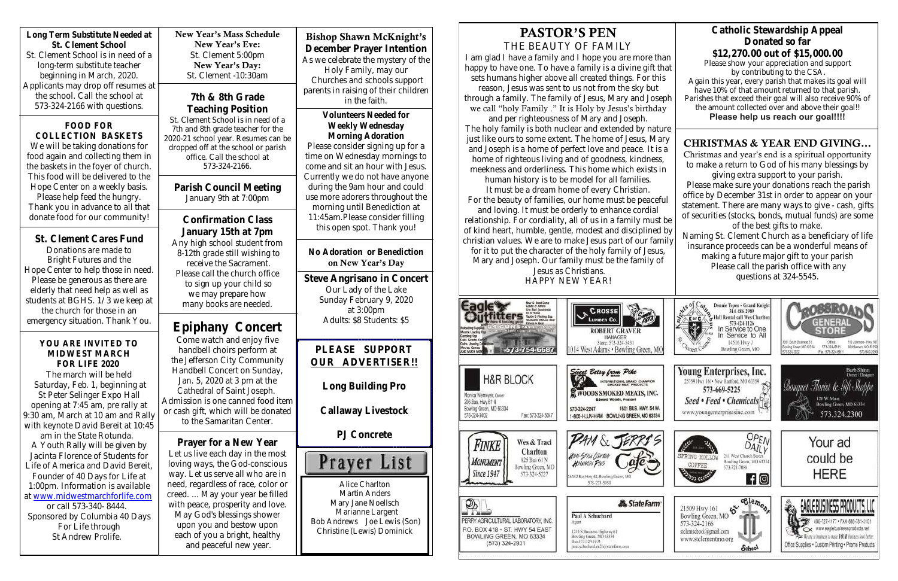**Long Term Substitute Needed at St. Clement School**

St. Clement School is in need of a long-term substitute teacher beginning in March, 2020. Applicants may drop off resumes at the school. Call the school at 573-324-2166 with questions.

**FOOD FOR COLLECTION BASKETS**

We will be taking donations for food again and collecting them in the baskets in the foyer of church. This food will be delivered to the Hope Center on a weekly basis. Please help feed the hungry. Thank you in advance to all that donate food for our community!

**St. Clement Cares Fund**

Donations are made to Bright Futures and the Hope Center to help those in need. Please be generous as there are elderly that need help as well as students at BGHS. 1/3 we keep at the church for those in an emergency situation. Thank You.

**YOU ARE INVITED TO MIDWEST MARCH FOR LIFE 2020**

The march will be held Saturday, Feb. 1, beginning at St Peter Selinger Expo Hall opening at 7:45 am, pre rally at 9:30 am, March at 10 am and Rally with keynote David Bereit at 10:45 am in the State Rotunda.
A Youth Rally will be given by Jacinta Florence of Students for Life of America and David Bereit, Founder of 40 Days for Life at 1:00pm. Information is available at www.midwestmarchforlife.com or call 573-340- 8444.
Sponsored by Columbia 40 Days For Life through St Andrew Prolife.

**New Year's Mass Schedule**
**New Year's Eve:**
St. Clement 5:00pm
**New Year's Day:**
St. Clement -10:30am

**7th & 8th Grade Teaching Position**

St. Clement School is in need of a 7th and 8th grade teacher for the 2020-21 school year. Resumes can be dropped off at the school or parish office. Call the school at 573-324-2166.

**Parish Council Meeting**
January 9th at 7:00pm

**Confirmation Class January 15th at 7pm**

Any high school student from 8-12th grade still wishing to receive the Sacrament. Please call the church office to sign up your child so we may prepare how many books are needed.

## Epiphany Concert

Come watch and enjoy five handbell choirs perform at the Jefferson City Community Handbell Concert on Sunday, Jan. 5, 2020 at 3 pm at the Cathedral of Saint Joseph. Admission is one canned food item or cash gift, which will be donated to the Samaritan Center.

**Prayer for a New Year**

Let us live each day in the most loving ways, the God-conscious way. Let us serve all who are in need, regardless of race, color or creed. … May your year be filled with peace, prosperity and love. May God's blessings shower upon you and bestow upon each of you a bright, healthy and peaceful new year.

**Bishop Shawn McKnight's December Prayer Intention**

As we celebrate the mystery of the Holy Family, may our Churches and schools support parents in raising of their children in the faith.

**Volunteers Needed for Weekly Wednesday Morning Adoration**

Please consider signing up for a time on Wednesday mornings to come and sit an hour with Jesus. Currently we do not have anyone during the 9am hour and could use more adorers throughout the morning until Benediction at 11:45am.Please consider filling this open spot. Thank you!

**No Adoration or Benediction on New Year's Day**

**Steve Angrisano in Concert**
Our Lady of the Lake
Sunday February 9, 2020
at 3:00pm
Adults: $8 Students: $5

**PLEASE SUPPORT OUR ADVERTISER!!**

**Long Building Pro**

**Callaway Livestock**

**PJ Concrete**

**Prayer List**

Alice Charlton
Martin Anders
Mary Jane Noellsch
Marianne Largent
Bob Andrews Joe Lewis (Son)
Christine (Lewis) Dominick

## PASTOR'S PEN
### THE BEAUTY OF FAMILY

I am glad I have a family and I hope you are more than happy to have one. To have a family is a divine gift that sets humans higher above all created things. For this reason, Jesus was sent to us not from the sky but through a family. The family of Jesus, Mary and Joseph we call "holy Family ." It is Holy by Jesus's birthday and per righteousness of Mary and Joseph.
The holy family is both nuclear and extended by nature just like ours to some extent. The home of Jesus, Mary and Joseph is a home of perfect love and peace. It is a home of righteous living and of goodness, kindness, meekness and orderliness. This home which exists in human history is to be model for all families.
It must be a dream home of every Christian.
For the beauty of families, our home must be peaceful and loving. It must be orderly to enhance cordial relationship. For cordiality, all of us in a family must be of kind heart, humble, gentle, modest and disciplined by christian values. We are to make Jesus part of our family for it to put the character of the holy family of Jesus, Mary and Joseph. Our family must be the family of Jesus as Christians.
HAPPY NEW YEAR!

**Catholic Stewardship Appeal Donated so far $12,270.00 out of $15,000.00**

Please show your appreciation and support by contributing to the CSA.
Again this year, every parish that makes its goal will have 10% of that amount returned to that parish. Parishes that exceed their goal will also receive 90% of the amount collected over and above their goal!!
**Please help us reach our goal!!!!**

**CHRISTMAS & YEAR END GIVING…**

Christmas and year's end is a spiritual opportunity to make a return to God of his many blessings by giving extra support to your parish.
Please make sure your donations reach the parish office by December 31st in order to appear on your statement. There are many ways to give - cash, gifts of securities (stocks, bonds, mutual funds) are some of the best gifts to make.
Naming St. Clement Church as a beneficiary of life insurance proceeds can be a wonderful means of making a future major gift to your parish
Please call the parish office with any questions at 324-5545.

Eagle Outfitters — 573-754-6687

Crosse Lumber Co. — Robert Graver, Manager — Store: 573-324-5431 — 1014 West Adams • Bowling Green, MO

Knights of Columbus — Donnie Teper - Grand Knight 314-486-2980 — Hall Rental call Wes Charlton 573-424-1126 — In Service to One, In Service to All — 14516 Hwy J, Bowling Green, MO

Crossroads General Store — 573-324-3822

H&R Block — Monica Niemeyer, Owner — 206 Bus. Hwy 61 N, Bowling Green, MO 63334 — 573-324-3402 — Fax: 573-324-5047

Sweet Betsy from Pike — Woods Smoked Meats, Inc. — Edward Woods, President — 573-324-2247 — 1501 Bus. Hwy. 54 W. — 1-800-I-LUV-HAM Bowling Green, MO 63334

Young Enterprises, Inc. — 25759 Hwy 161 • New Hartford, MO 63359 — 573-669-5225 — Seed • Feed • Chemicals — www.youngenterprisesinc.com

Bouquet Florist & Gift Shoppe — Barb Shinn, Owner / Designer — 121 W. Main, Bowling Green, MO 63334 — 573.324.2300

Finke Monument Since 1947 — Wes & Traci Charlton — 825 Bus 61 N, Bowling Green, MO — 573-324-5227

Pam & Jerri's Cafe — Home-Style Cooking, Homemade Pies — 14442 Bus Hwy 61, Bowling Green, MO — 573-213-5930

Spring Hollow Coffee — Open Daily — 211 West Church Street, Bowling Green, MO 63334 — 573-721-7098

Your ad could be HERE

Perry Agricultural Laboratory, Inc. — P.O. Box 418 • St. Hwy 54 East, Bowling Green, MO 63334 — (573) 324-2931

State Farm — Paul A Schuchard, Agent — 1210 S Business Highway 61, Bowling Green, MO 63334 — paul.schuchard.es2h@statefarm.com

St. Clement School — 21509 Hwy 161, Bowling Green, MO — 573-324-2166 — stclemschool@gmail.com — www.stclementmo.org

Eagle Business Products, LLC — 800-727-1177 • FAX 888-761-3101 — www.eaglebusinessproducts.net — Office Supplies • Custom Printing • Promo Products